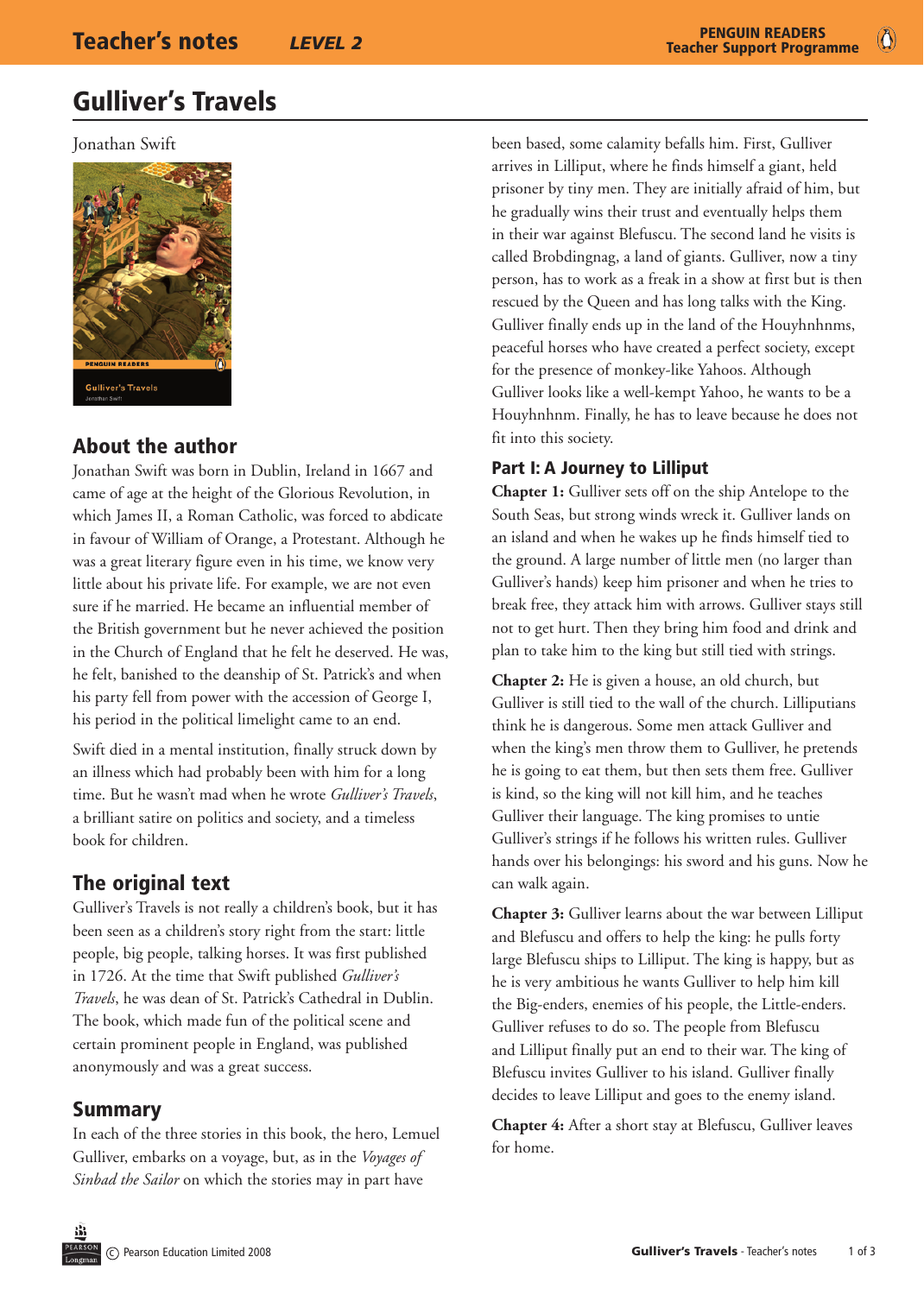# Gulliver's Travels

Jonathan Swift

## About the author

Jonathan Swift was born in Dublin, Ireland in 1667 and came of age at the height of the Glorious Revolution, in which James II, a Roman Catholic, was forced to abdicate in favour of William of Orange, a Protestant. Although he was a great literary figure even in his time, we know very little about his private life. For example, we are not even sure if he married. He became an influential member of the British government but he never achieved the position in the Church of England that he felt he deserved. He was, he felt, banished to the deanship of St. Patrick's and when his party fell from power with the accession of George I, his period in the political limelight came to an end.

Swift died in a mental institution, finally struck down by an illness which had probably been with him for a long time. But he wasn't mad when he wrote *Gulliver's Travels*, a brilliant satire on politics and society, and a timeless book for children.

## The original text

Gulliver's Travels is not really a children's book, but it has been seen as a children's story right from the start: little people, big people, talking horses. It was first published in 1726. At the time that Swift published *Gulliver's Travels*, he was dean of St. Patrick's Cathedral in Dublin. The book, which made fun of the political scene and certain prominent people in England, was published anonymously and was a great success.

## Summary

In each of the three stories in this book, the hero, Lemuel Gulliver, embarks on a voyage, but, as in the *Voyages of Sinbad the Sailor* on which the stories may in part have been based, some calamity befalls him. First, Gulliver arrives in Lilliput, where he finds himself a giant, held prisoner by tiny men. They are initially afraid of him, but he gradually wins their trust and eventually helps them in their war against Blefuscu. The second land he visits is called Brobdingnag, a land of giants. Gulliver, now a tiny person, has to work as a freak in a show at first but is then rescued by the Queen and has long talks with the King. Gulliver finally ends up in the land of the Houyhnhnms, peaceful horses who have created a perfect society, except for the presence of monkey-like Yahoos. Although Gulliver looks like a well-kempt Yahoo, he wants to be a Houyhnhnm. Finally, he has to leave because he does not fit into this society.

### Part I: A Journey to Lilliput

**Chapter 1:** Gulliver sets off on the ship Antelope to the South Seas, but strong winds wreck it. Gulliver lands on an island and when he wakes up he finds himself tied to the ground. A large number of little men (no larger than Gulliver's hands) keep him prisoner and when he tries to break free, they attack him with arrows. Gulliver stays still not to get hurt. Then they bring him food and drink and plan to take him to the king but still tied with strings.

**Chapter 2:** He is given a house, an old church, but Gulliver is still tied to the wall of the church. Lilliputians think he is dangerous. Some men attack Gulliver and when the king's men throw them to Gulliver, he pretends he is going to eat them, but then sets them free. Gulliver is kind, so the king will not kill him, and he teaches Gulliver their language. The king promises to untie Gulliver's strings if he follows his written rules. Gulliver hands over his belongings: his sword and his guns. Now he can walk again.

**Chapter 3:** Gulliver learns about the war between Lilliput and Blefuscu and offers to help the king: he pulls forty large Blefuscu ships to Lilliput. The king is happy, but as he is very ambitious he wants Gulliver to help him kill the Big-enders, enemies of his people, the Little-enders. Gulliver refuses to do so. The people from Blefuscu and Lilliput finally put an end to their war. The king of Blefuscu invites Gulliver to his island. Gulliver finally decides to leave Lilliput and goes to the enemy island.

**Chapter 4:** After a short stay at Blefuscu, Gulliver leaves for home.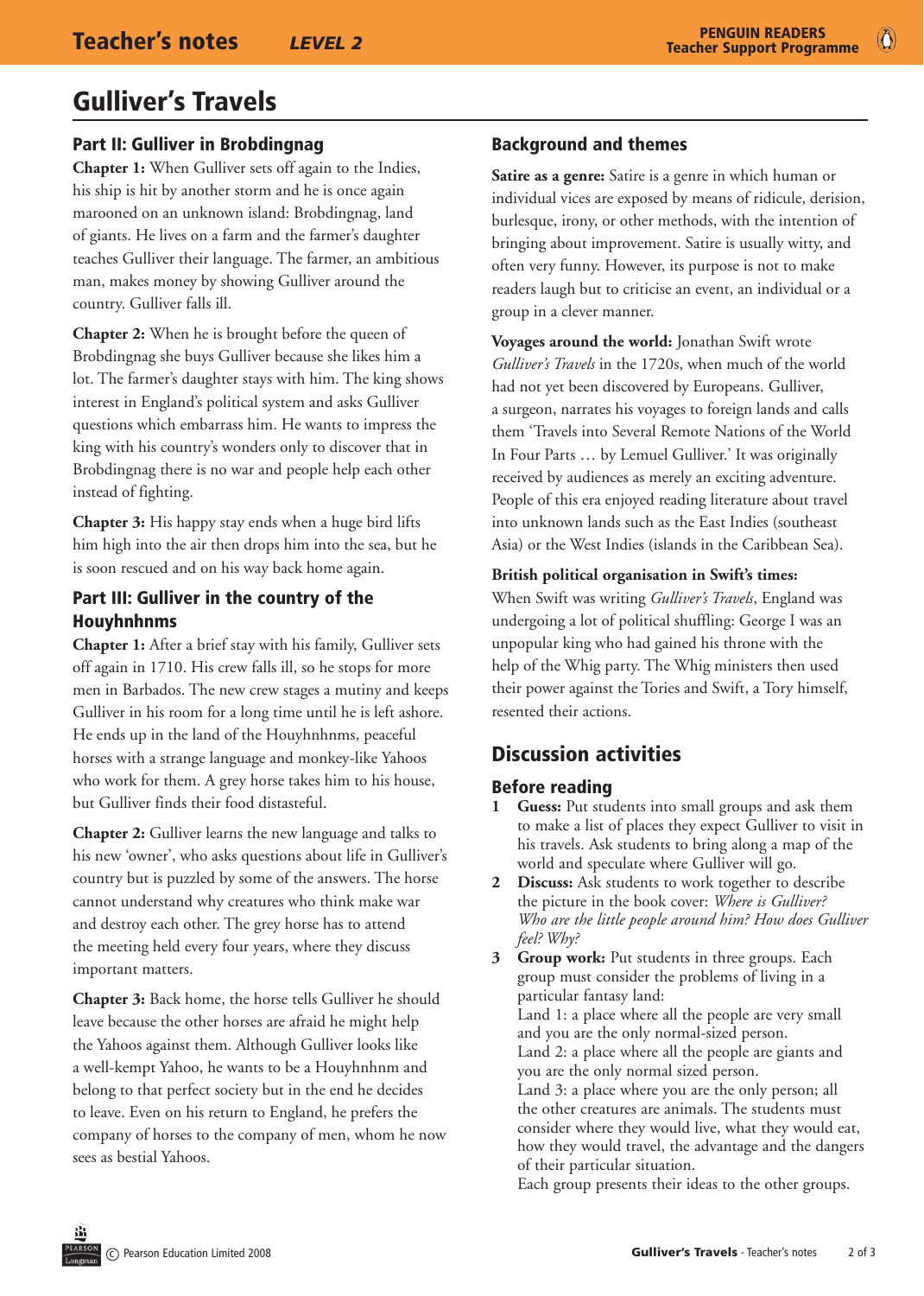# Gulliver's Travels

## Part II: Gulliver in Brobdingnag

**Chapter 1:** When Gulliver sets off again to the Indies, his ship is hit by another storm and he is once again marooned on an unknown island: Brobdingnag, land of giants. He lives on a farm and the farmer's daughter teaches Gulliver their language. The farmer, an ambitious man, makes money by showing Gulliver around the country. Gulliver falls ill.

**Chapter 2:** When he is brought before the queen of Brobdingnag she buys Gulliver because she likes him a lot. The farmer's daughter stays with him. The king shows interest in England's political system and asks Gulliver questions which embarrass him. He wants to impress the king with his country's wonders only to discover that in Brobdingnag there is no war and people help each other instead of fighting.

**Chapter 3:** His happy stay ends when a huge bird lifts him high into the air then drops him into the sea, but he is soon rescued and on his way back home again.

## Part III: Gulliver in the country of the Houyhnhnms

**Chapter 1:** After a brief stay with his family, Gulliver sets off again in 1710. His crew falls ill, so he stops for more men in Barbados. The new crew stages a mutiny and keeps Gulliver in his room for a long time until he is left ashore. He ends up in the land of the Houyhnhnms, peaceful horses with a strange language and monkey-like Yahoos who work for them. A grey horse takes him to his house, but Gulliver finds their food distasteful.

**Chapter 2:** Gulliver learns the new language and talks to his new 'owner', who asks questions about life in Gulliver's country but is puzzled by some of the answers. The horse cannot understand why creatures who think make war and destroy each other. The grey horse has to attend the meeting held every four years, where they discuss important matters.

**Chapter 3:** Back home, the horse tells Gulliver he should leave because the other horses are afraid he might help the Yahoos against them. Although Gulliver looks like a well-kempt Yahoo, he wants to be a Houyhnhnm and belong to that perfect society but in the end he decides to leave. Even on his return to England, he prefers the company of horses to the company of men, whom he now sees as bestial Yahoos.

## Background and themes

**Satire as a genre:** Satire is a genre in which human or individual vices are exposed by means of ridicule, derision, burlesque, irony, or other methods, with the intention of bringing about improvement. Satire is usually witty, and often very funny. However, its purpose is not to make readers laugh but to criticise an event, an individual or a group in a clever manner.

**Voyages around the world:** Jonathan Swift wrote *Gulliver's Travels* in the 1720s, when much of the world had not yet been discovered by Europeans. Gulliver, a surgeon, narrates his voyages to foreign lands and calls them 'Travels into Several Remote Nations of the World In Four Parts … by Lemuel Gulliver.' It was originally received by audiences as merely an exciting adventure. People of this era enjoyed reading literature about travel into unknown lands such as the East Indies (southeast Asia) or the West Indies (islands in the Caribbean Sea).

**British political organisation in Swift's times:** When Swift was writing *Gulliver's Travels*, England was undergoing a lot of political shuffling: George I was an unpopular king who had gained his throne with the help of the Whig party. The Whig ministers then used their power against the Tories and Swift, a Tory himself, resented their actions.

## Discussion activities

### Before reading

1. **Guess:** Put students into small groups and ask them to make a list of places they expect Gulliver to visit in his travels. Ask students to bring along a map of the world and speculate where Gulliver will go.
2. **Discuss:** Ask students to work together to describe the picture in the book cover: *Where is Gulliver? Who are the little people around him? How does Gulliver feel? Why?*
3. **Group work:** Put students in three groups. Each group must consider the problems of living in a particular fantasy land:
   Land 1: a place where all the people are very small and you are the only normal-sized person.
   Land 2: a place where all the people are giants and you are the only normal sized person.
   Land 3: a place where you are the only person; all the other creatures are animals. The students must consider where they would live, what they would eat, how they would travel, the advantage and the dangers of their particular situation.
   Each group presents their ideas to the other groups.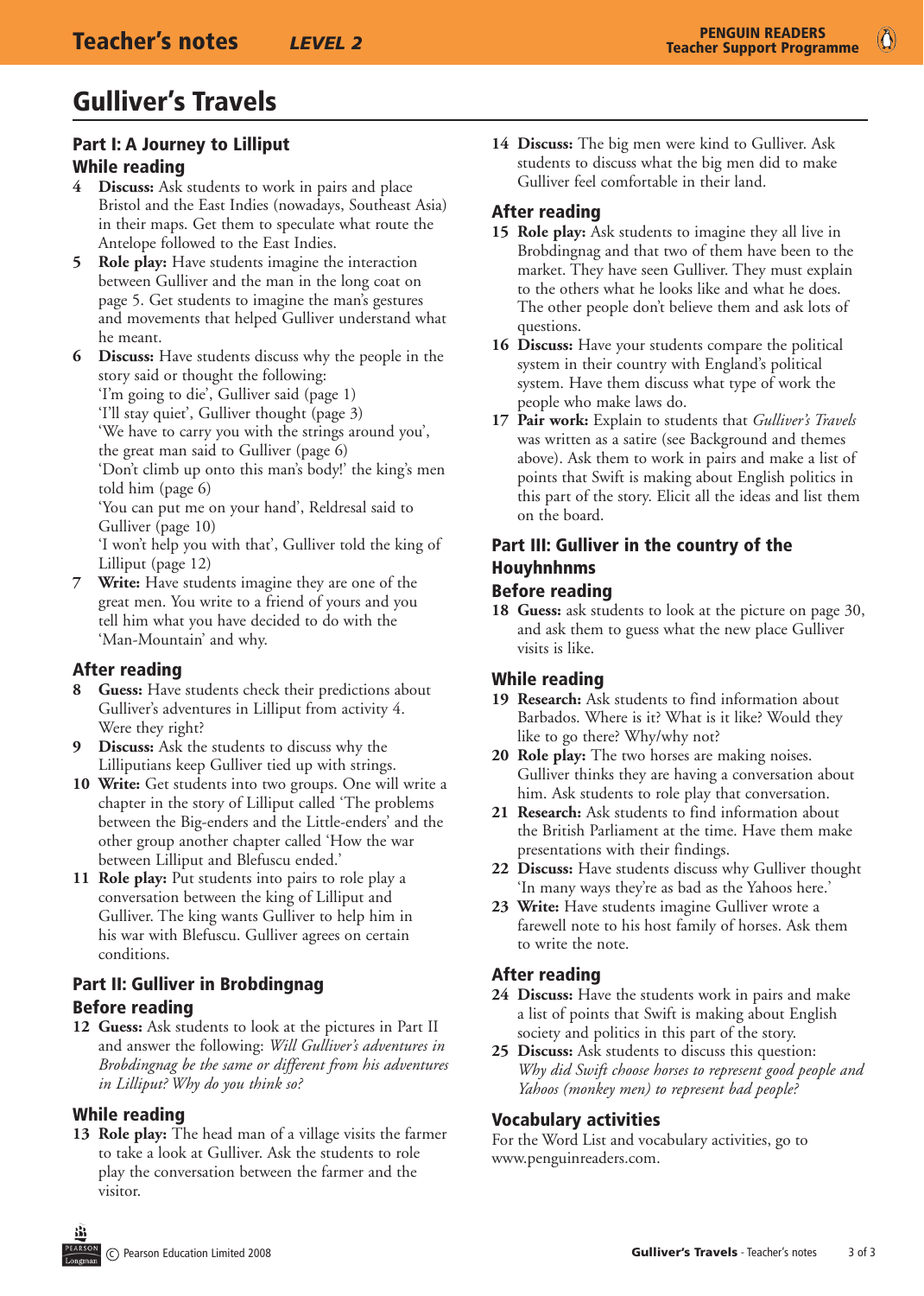# Gulliver's Travels

## Part I: A Journey to Lilliput

### While reading

4 **Discuss:** Ask students to work in pairs and place Bristol and the East Indies (nowadays, Southeast Asia) in their maps. Get them to speculate what route the Antelope followed to the East Indies.

5 **Role play:** Have students imagine the interaction between Gulliver and the man in the long coat on page 5. Get students to imagine the man's gestures and movements that helped Gulliver understand what he meant.

6 **Discuss:** Have students discuss why the people in the story said or thought the following:
'I'm going to die', Gulliver said (page 1)
'I'll stay quiet', Gulliver thought (page 3)
'We have to carry you with the strings around you', the great man said to Gulliver (page 6)
'Don't climb up onto this man's body!' the king's men told him (page 6)
'You can put me on your hand', Reldresal said to Gulliver (page 10)
'I won't help you with that', Gulliver told the king of Lilliput (page 12)

7 **Write:** Have students imagine they are one of the great men. You write to a friend of yours and you tell him what you have decided to do with the 'Man-Mountain' and why.

### After reading

8 **Guess:** Have students check their predictions about Gulliver's adventures in Lilliput from activity 4. Were they right?

9 **Discuss:** Ask the students to discuss why the Lilliputians keep Gulliver tied up with strings.

10 **Write:** Get students into two groups. One will write a chapter in the story of Lilliput called 'The problems between the Big-enders and the Little-enders' and the other group another chapter called 'How the war between Lilliput and Blefuscu ended.'

11 **Role play:** Put students into pairs to role play a conversation between the king of Lilliput and Gulliver. The king wants Gulliver to help him in his war with Blefuscu. Gulliver agrees on certain conditions.

## Part II: Gulliver in Brobdingnag

### Before reading

12 **Guess:** Ask students to look at the pictures in Part II and answer the following: *Will Gulliver's adventures in Brobdingnag be the same or different from his adventures in Lilliput? Why do you think so?*

### While reading

13 **Role play:** The head man of a village visits the farmer to take a look at Gulliver. Ask the students to role play the conversation between the farmer and the visitor.

14 **Discuss:** The big men were kind to Gulliver. Ask students to discuss what the big men did to make Gulliver feel comfortable in their land.

### After reading

15 **Role play:** Ask students to imagine they all live in Brobdingnag and that two of them have been to the market. They have seen Gulliver. They must explain to the others what he looks like and what he does. The other people don't believe them and ask lots of questions.

16 **Discuss:** Have your students compare the political system in their country with England's political system. Have them discuss what type of work the people who make laws do.

17 **Pair work:** Explain to students that *Gulliver's Travels* was written as a satire (see Background and themes above). Ask them to work in pairs and make a list of points that Swift is making about English politics in this part of the story. Elicit all the ideas and list them on the board.

## Part III: Gulliver in the country of the Houyhnhnms

### Before reading

18 **Guess:** ask students to look at the picture on page 30, and ask them to guess what the new place Gulliver visits is like.

### While reading

19 **Research:** Ask students to find information about Barbados. Where is it? What is it like? Would they like to go there? Why/why not?

20 **Role play:** The two horses are making noises. Gulliver thinks they are having a conversation about him. Ask students to role play that conversation.

21 **Research:** Ask students to find information about the British Parliament at the time. Have them make presentations with their findings.

22 **Discuss:** Have students discuss why Gulliver thought 'In many ways they're as bad as the Yahoos here.'

23 **Write:** Have students imagine Gulliver wrote a farewell note to his host family of horses. Ask them to write the note.

### After reading

24 **Discuss:** Have the students work in pairs and make a list of points that Swift is making about English society and politics in this part of the story.

25 **Discuss:** Ask students to discuss this question: *Why did Swift choose horses to represent good people and Yahoos (monkey men) to represent bad people?*

## Vocabulary activities

For the Word List and vocabulary activities, go to www.penguinreaders.com.